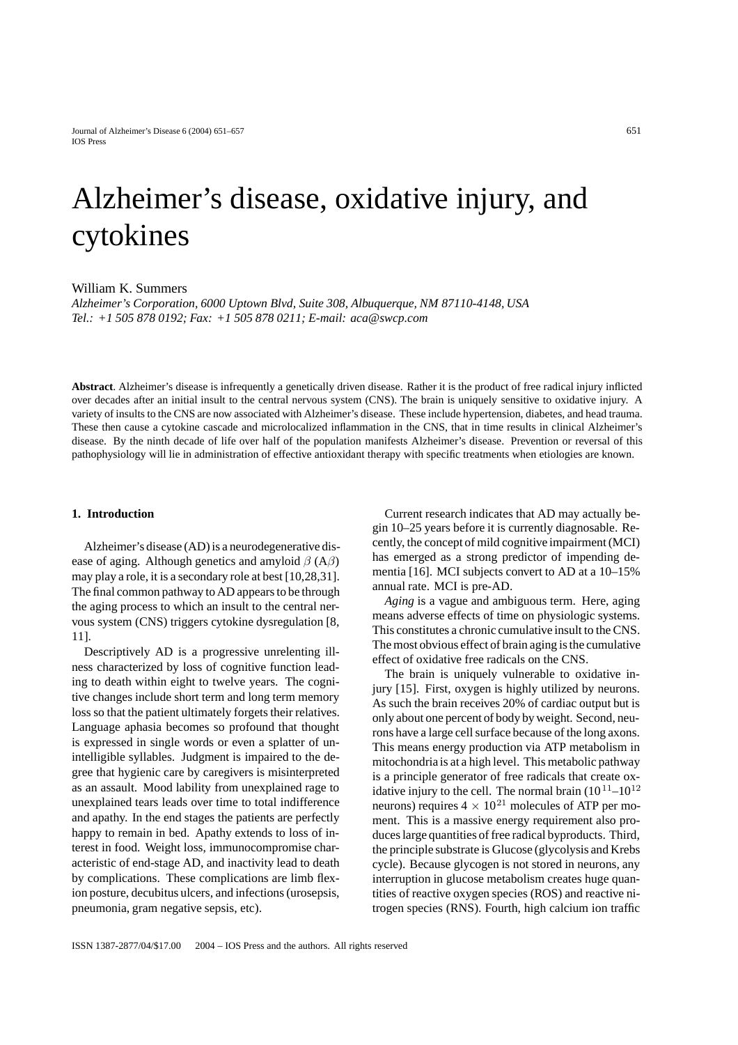# Alzheimer's disease, oxidative injury, and cytokines

William K. Summers

*Alzheimer's Corporation, 6000 Uptown Blvd, Suite 308, Albuquerque, NM 87110-4148, USA*
*Tel.: +1 505 878 0192; Fax: +1 505 878 0211; E-mail: aca@swcp.com*

**Abstract**. Alzheimer's disease is infrequently a genetically driven disease. Rather it is the product of free radical injury inflicted over decades after an initial insult to the central nervous system (CNS). The brain is uniquely sensitive to oxidative injury. A variety of insults to the CNS are now associated with Alzheimer's disease. These include hypertension, diabetes, and head trauma. These then cause a cytokine cascade and microlocalized inflammation in the CNS, that in time results in clinical Alzheimer's disease. By the ninth decade of life over half of the population manifests Alzheimer's disease. Prevention or reversal of this pathophysiology will lie in administration of effective antioxidant therapy with specific treatments when etiologies are known.

## 1. Introduction

Alzheimer's disease (AD) is a neurodegenerative disease of aging. Although genetics and amyloid $\beta$ (A$\beta$) may play a role, it is a secondary role at best [10,28,31]. The final common pathway to AD appears to be through the aging process to which an insult to the central nervous system (CNS) triggers cytokine dysregulation [8, 11].

Descriptively AD is a progressive unrelenting illness characterized by loss of cognitive function leading to death within eight to twelve years. The cognitive changes include short term and long term memory loss so that the patient ultimately forgets their relatives. Language aphasia becomes so profound that thought is expressed in single words or even a splatter of unintelligible syllables. Judgment is impaired to the degree that hygienic care by caregivers is misinterpreted as an assault. Mood lability from unexplained rage to unexplained tears leads over time to total indifference and apathy. In the end stages the patients are perfectly happy to remain in bed. Apathy extends to loss of interest in food. Weight loss, immunocompromise characteristic of end-stage AD, and inactivity lead to death by complications. These complications are limb flexion posture, decubitus ulcers, and infections (urosepsis, pneumonia, gram negative sepsis, etc).

Current research indicates that AD may actually begin 10–25 years before it is currently diagnosable. Recently, the concept of mild cognitive impairment (MCI) has emerged as a strong predictor of impending dementia [16]. MCI subjects convert to AD at a 10–15% annual rate. MCI is pre-AD.

*Aging* is a vague and ambiguous term. Here, aging means adverse effects of time on physiologic systems. This constitutes a chronic cumulative insult to the CNS. The most obvious effect of brain aging is the cumulative effect of oxidative free radicals on the CNS.

The brain is uniquely vulnerable to oxidative injury [15]. First, oxygen is highly utilized by neurons. As such the brain receives 20% of cardiac output but is only about one percent of body by weight. Second, neurons have a large cell surface because of the long axons. This means energy production via ATP metabolism in mitochondria is at a high level. This metabolic pathway is a principle generator of free radicals that create oxidative injury to the cell. The normal brain ($10^{11}$–$10^{12}$ neurons) requires $4 \times 10^{21}$ molecules of ATP per moment. This is a massive energy requirement also produces large quantities of free radical byproducts. Third, the principle substrate is Glucose (glycolysis and Krebs cycle). Because glycogen is not stored in neurons, any interruption in glucose metabolism creates huge quantities of reactive oxygen species (ROS) and reactive nitrogen species (RNS). Fourth, high calcium ion traffic

ISSN 1387-2877/04/$17.00 2004 – IOS Press and the authors. All rights reserved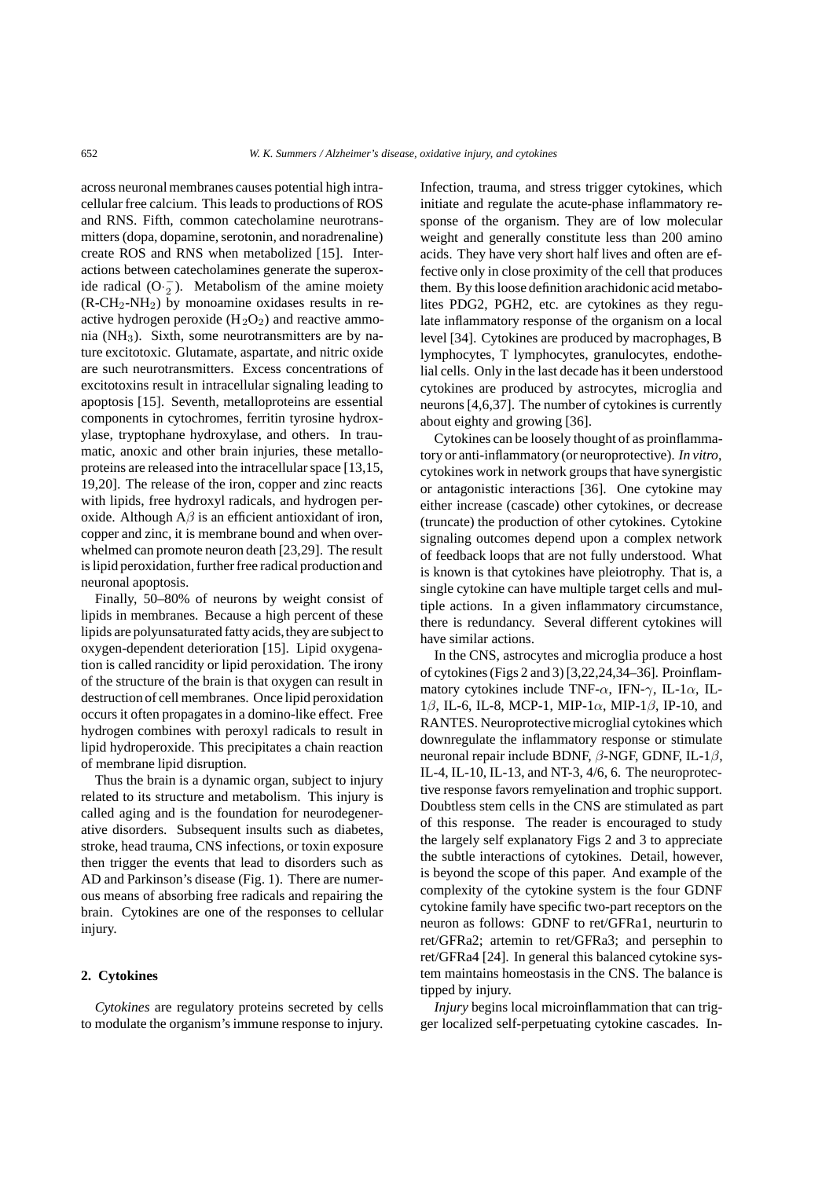across neuronal membranes causes potential high intracellular free calcium. This leads to productions of ROS and RNS. Fifth, common catecholamine neurotransmitters (dopa, dopamine, serotonin, and noradrenaline) create ROS and RNS when metabolized [15]. Interactions between catecholamines generate the superoxide radical ($O\cdot_2^-$). Metabolism of the amine moiety ($R$-$CH_2$-$NH_2$) by monoamine oxidases results in reactive hydrogen peroxide ($H_2O_2$) and reactive ammonia ($NH_3$). Sixth, some neurotransmitters are by nature excitotoxic. Glutamate, aspartate, and nitric oxide are such neurotransmitters. Excess concentrations of excitotoxins result in intracellular signaling leading to apoptosis [15]. Seventh, metalloproteins are essential components in cytochromes, ferritin tyrosine hydroxylase, tryptophane hydroxylase, and others. In traumatic, anoxic and other brain injuries, these metalloproteins are released into the intracellular space [13,15, 19,20]. The release of the iron, copper and zinc reacts with lipids, free hydroxyl radicals, and hydrogen peroxide. Although $A\beta$ is an efficient antioxidant of iron, copper and zinc, it is membrane bound and when overwhelmed can promote neuron death [23,29]. The result is lipid peroxidation, further free radical production and neuronal apoptosis.

Finally, 50–80% of neurons by weight consist of lipids in membranes. Because a high percent of these lipids are polyunsaturated fatty acids, they are subject to oxygen-dependent deterioration [15]. Lipid oxygenation is called rancidity or lipid peroxidation. The irony of the structure of the brain is that oxygen can result in destruction of cell membranes. Once lipid peroxidation occurs it often propagates in a domino-like effect. Free hydrogen combines with peroxyl radicals to result in lipid hydroperoxide. This precipitates a chain reaction of membrane lipid disruption.

Thus the brain is a dynamic organ, subject to injury related to its structure and metabolism. This injury is called aging and is the foundation for neurodegenerative disorders. Subsequent insults such as diabetes, stroke, head trauma, CNS infections, or toxin exposure then trigger the events that lead to disorders such as AD and Parkinson's disease (Fig. 1). There are numerous means of absorbing free radicals and repairing the brain. Cytokines are one of the responses to cellular injury.

## 2. Cytokines

*Cytokines* are regulatory proteins secreted by cells to modulate the organism's immune response to injury. Infection, trauma, and stress trigger cytokines, which initiate and regulate the acute-phase inflammatory response of the organism. They are of low molecular weight and generally constitute less than 200 amino acids. They have very short half lives and often are effective only in close proximity of the cell that produces them. By this loose definition arachidonic acid metabolites PDG2, PGH2, etc. are cytokines as they regulate inflammatory response of the organism on a local level [34]. Cytokines are produced by macrophages, B lymphocytes, T lymphocytes, granulocytes, endothelial cells. Only in the last decade has it been understood cytokines are produced by astrocytes, microglia and neurons [4,6,37]. The number of cytokines is currently about eighty and growing [36].

Cytokines can be loosely thought of as proinflammatory or anti-inflammatory (or neuroprotective). *In vitro*, cytokines work in network groups that have synergistic or antagonistic interactions [36]. One cytokine may either increase (cascade) other cytokines, or decrease (truncate) the production of other cytokines. Cytokine signaling outcomes depend upon a complex network of feedback loops that are not fully understood. What is known is that cytokines have pleiotrophy. That is, a single cytokine can have multiple target cells and multiple actions. In a given inflammatory circumstance, there is redundancy. Several different cytokines will have similar actions.

In the CNS, astrocytes and microglia produce a host of cytokines (Figs 2 and 3) [3,22,24,34–36]. Proinflammatory cytokines include TNF-$\alpha$, IFN-$\gamma$, IL-1$\alpha$, IL-1$\beta$, IL-6, IL-8, MCP-1, MIP-1$\alpha$, MIP-1$\beta$, IP-10, and RANTES. Neuroprotective microglial cytokines which downregulate the inflammatory response or stimulate neuronal repair include BDNF, $\beta$-NGF, GDNF, IL-1$\beta$, IL-4, IL-10, IL-13, and NT-3, 4/6, 6. The neuroprotective response favors remyelination and trophic support. Doubtless stem cells in the CNS are stimulated as part of this response. The reader is encouraged to study the largely self explanatory Figs 2 and 3 to appreciate the subtle interactions of cytokines. Detail, however, is beyond the scope of this paper. And example of the complexity of the cytokine system is the four GDNF cytokine family have specific two-part receptors on the neuron as follows: GDNF to ret/GFRa1, neurturin to ret/GFRa2; artemin to ret/GFRa3; and persephin to ret/GFRa4 [24]. In general this balanced cytokine system maintains homeostasis in the CNS. The balance is tipped by injury.

*Injury* begins local microinflammation that can trigger localized self-perpetuating cytokine cascades. In-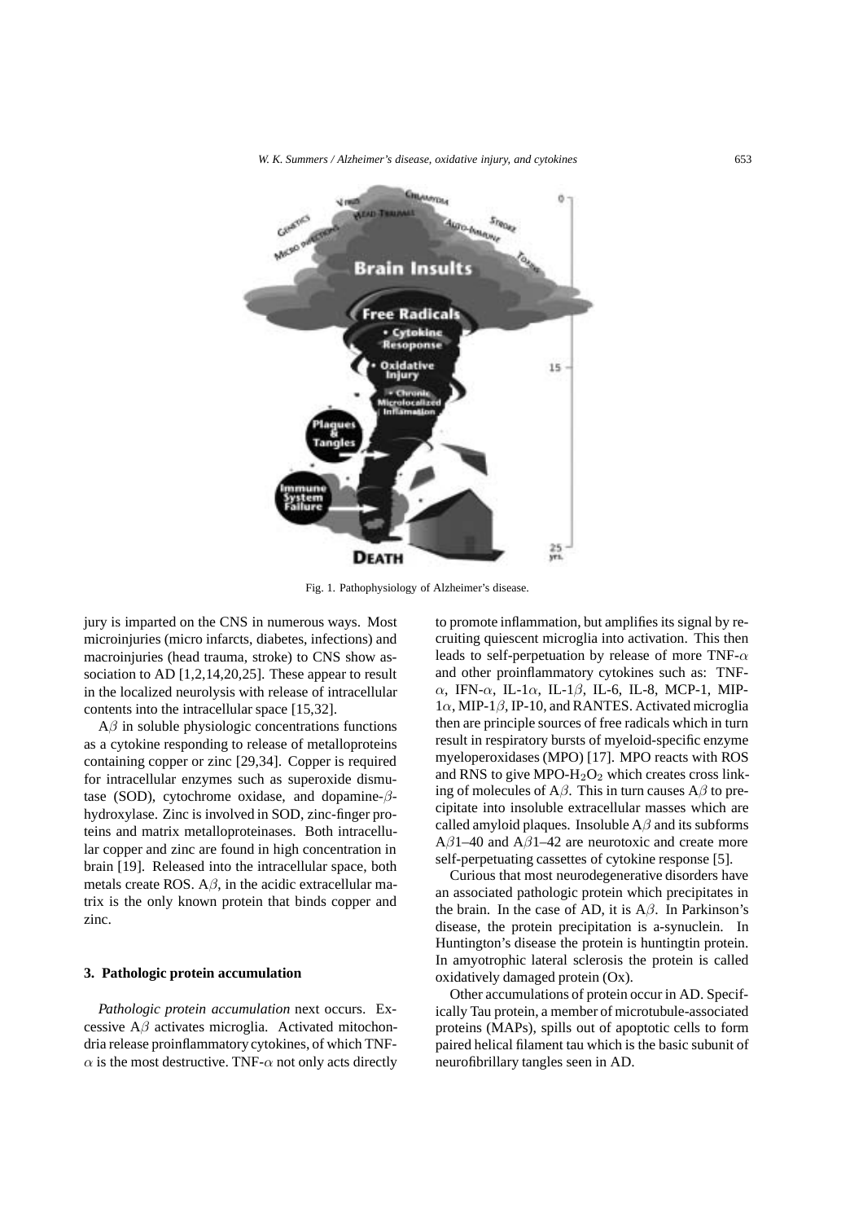Fig. 1. Pathophysiology of Alzheimer's disease.

jury is imparted on the CNS in numerous ways. Most microinjuries (micro infarcts, diabetes, infections) and macroinjuries (head trauma, stroke) to CNS show association to AD [1,2,14,20,25]. These appear to result in the localized neurolysis with release of intracellular contents into the intracellular space [15,32].

A$\beta$ in soluble physiologic concentrations functions as a cytokine responding to release of metalloproteins containing copper or zinc [29,34]. Copper is required for intracellular enzymes such as superoxide dismutase (SOD), cytochrome oxidase, and dopamine-$\beta$-hydroxylase. Zinc is involved in SOD, zinc-finger proteins and matrix metalloproteinases. Both intracellular copper and zinc are found in high concentration in brain [19]. Released into the intracellular space, both metals create ROS. A$\beta$, in the acidic extracellular matrix is the only known protein that binds copper and zinc.

## 3. Pathologic protein accumulation

*Pathologic protein accumulation* next occurs. Excessive A$\beta$ activates microglia. Activated mitochondria release proinflammatory cytokines, of which TNF-$\alpha$ is the most destructive. TNF-$\alpha$ not only acts directly to promote inflammation, but amplifies its signal by recruiting quiescent microglia into activation. This then leads to self-perpetuation by release of more TNF-$\alpha$ and other proinflammatory cytokines such as: TNF-$\alpha$, IFN-$\alpha$, IL-1$\alpha$, IL-1$\beta$, IL-6, IL-8, MCP-1, MIP-1$\alpha$, MIP-1$\beta$, IP-10, and RANTES. Activated microglia then are principle sources of free radicals which in turn result in respiratory bursts of myeloid-specific enzyme myeloperoxidases (MPO) [17]. MPO reacts with ROS and RNS to give MPO-$H_2O_2$ which creates cross linking of molecules of A$\beta$. This in turn causes A$\beta$ to precipitate into insoluble extracellular masses which are called amyloid plaques. Insoluble A$\beta$ and its subforms A$\beta$1–40 and A$\beta$1–42 are neurotoxic and create more self-perpetuating cassettes of cytokine response [5].

Curious that most neurodegenerative disorders have an associated pathologic protein which precipitates in the brain. In the case of AD, it is A$\beta$. In Parkinson's disease, the protein precipitation is a-synuclein. In Huntington's disease the protein is huntingtin protein. In amyotrophic lateral sclerosis the protein is called oxidatively damaged protein (Ox).

Other accumulations of protein occur in AD. Specifically Tau protein, a member of microtubule-associated proteins (MAPs), spills out of apoptotic cells to form paired helical filament tau which is the basic subunit of neurofibrillary tangles seen in AD.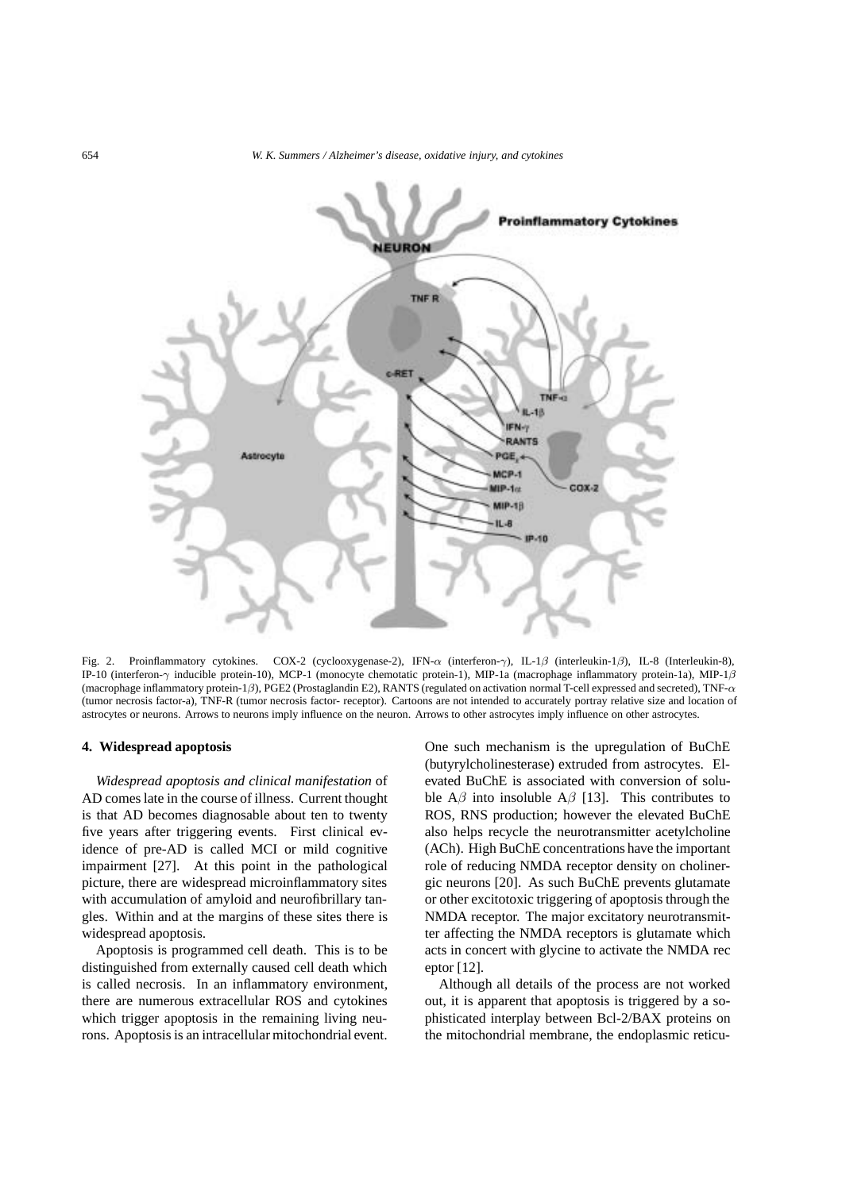Fig. 2. Proinflammatory cytokines. COX-2 (cyclooxygenase-2), IFN-$\alpha$ (interferon-$\gamma$), IL-1$\beta$ (interleukin-1$\beta$), IL-8 (Interleukin-8), IP-10 (interferon-$\gamma$ inducible protein-10), MCP-1 (monocyte chemotatic protein-1), MIP-1a (macrophage inflammatory protein-1a), MIP-1$\beta$ (macrophage inflammatory protein-1$\beta$), PGE2 (Prostaglandin E2), RANTS (regulated on activation normal T-cell expressed and secreted), TNF-$\alpha$ (tumor necrosis factor-a), TNF-R (tumor necrosis factor- receptor). Cartoons are not intended to accurately portray relative size and location of astrocytes or neurons. Arrows to neurons imply influence on the neuron. Arrows to other astrocytes imply influence on other astrocytes.

## 4. Widespread apoptosis

*Widespread apoptosis and clinical manifestation* of AD comes late in the course of illness. Current thought is that AD becomes diagnosable about ten to twenty five years after triggering events. First clinical evidence of pre-AD is called MCI or mild cognitive impairment [27]. At this point in the pathological picture, there are widespread microinflammatory sites with accumulation of amyloid and neurofibrillary tangles. Within and at the margins of these sites there is widespread apoptosis.

Apoptosis is programmed cell death. This is to be distinguished from externally caused cell death which is called necrosis. In an inflammatory environment, there are numerous extracellular ROS and cytokines which trigger apoptosis in the remaining living neurons. Apoptosis is an intracellular mitochondrial event. One such mechanism is the upregulation of BuChE (butyrylcholinesterase) extruded from astrocytes. Elevated BuChE is associated with conversion of soluble A$\beta$ into insoluble A$\beta$ [13]. This contributes to ROS, RNS production; however the elevated BuChE also helps recycle the neurotransmitter acetylcholine (ACh). High BuChE concentrations have the important role of reducing NMDA receptor density on cholinergic neurons [20]. As such BuChE prevents glutamate or other excitotoxic triggering of apoptosis through the NMDA receptor. The major excitatory neurotransmitter affecting the NMDA receptors is glutamate which acts in concert with glycine to activate the NMDA receptor [12].

Although all details of the process are not worked out, it is apparent that apoptosis is triggered by a sophisticated interplay between Bcl-2/BAX proteins on the mitochondrial membrane, the endoplasmic reticu-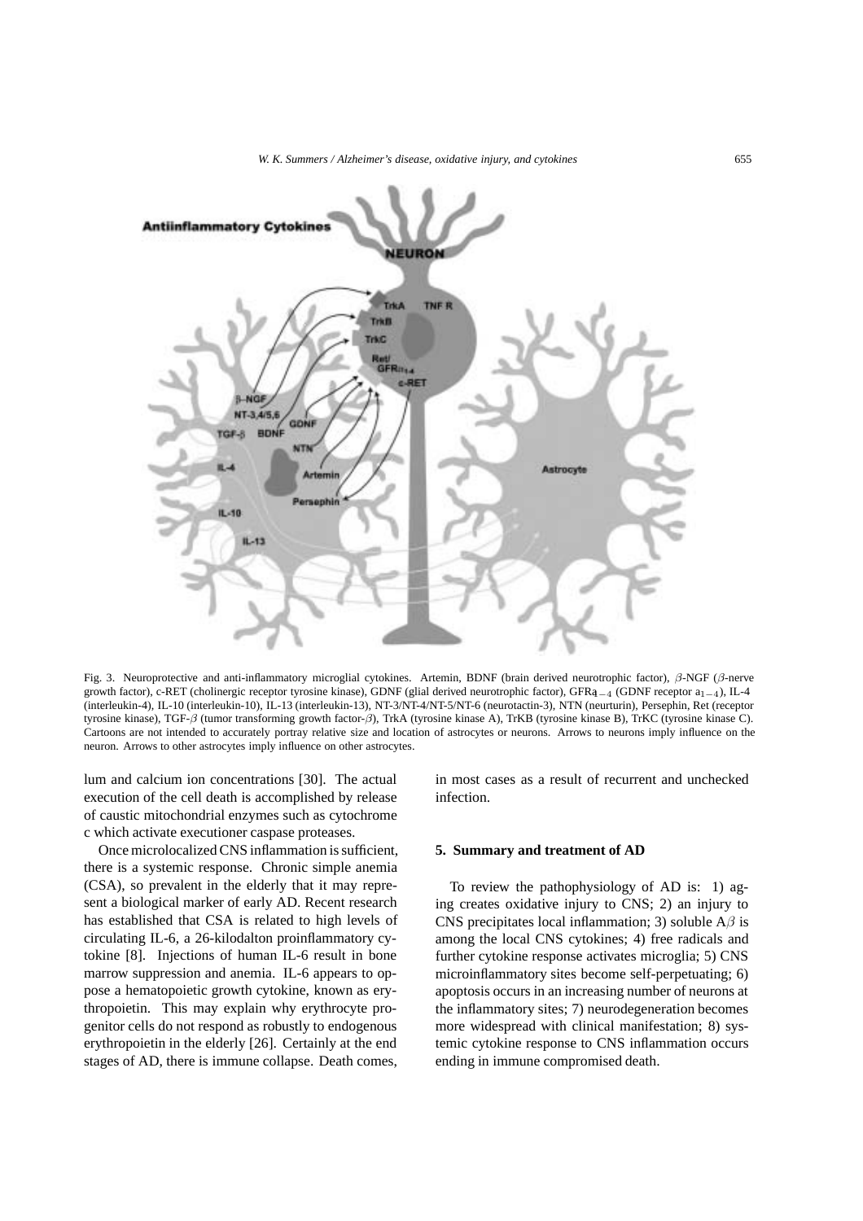Fig. 3. Neuroprotective and anti-inflammatory microglial cytokines. Artemin, BDNF (brain derived neurotrophic factor), $\beta$-NGF ($\beta$-nerve growth factor), c-RET (cholinergic receptor tyrosine kinase), GDNF (glial derived neurotrophic factor), $GFRa_{1-4}$ (GDNF receptor $a_{1-4}$), IL-4 (interleukin-4), IL-10 (interleukin-10), IL-13 (interleukin-13), NT-3/NT-4/NT-5/NT-6 (neurotactin-3), NTN (neurturin), Persephin, Ret (receptor tyrosine kinase), TGF-$\beta$ (tumor transforming growth factor-$\beta$), TrkA (tyrosine kinase A), TrKB (tyrosine kinase B), TrKC (tyrosine kinase C). Cartoons are not intended to accurately portray relative size and location of astrocytes or neurons. Arrows to neurons imply influence on the neuron. Arrows to other astrocytes imply influence on other astrocytes.

lum and calcium ion concentrations [30]. The actual execution of the cell death is accomplished by release of caustic mitochondrial enzymes such as cytochrome c which activate executioner caspase proteases.

Once microlocalized CNS inflammation is sufficient, there is a systemic response. Chronic simple anemia (CSA), so prevalent in the elderly that it may represent a biological marker of early AD. Recent research has established that CSA is related to high levels of circulating IL-6, a 26-kilodalton proinflammatory cytokine [8]. Injections of human IL-6 result in bone marrow suppression and anemia. IL-6 appears to oppose a hematopoietic growth cytokine, known as erythropoietin. This may explain why erythrocyte progenitor cells do not respond as robustly to endogenous erythropoietin in the elderly [26]. Certainly at the end stages of AD, there is immune collapse. Death comes, in most cases as a result of recurrent and unchecked infection.

## 5. Summary and treatment of AD

To review the pathophysiology of AD is: 1) aging creates oxidative injury to CNS; 2) an injury to CNS precipitates local inflammation; 3) soluble A$\beta$ is among the local CNS cytokines; 4) free radicals and further cytokine response activates microglia; 5) CNS microinflammatory sites become self-perpetuating; 6) apoptosis occurs in an increasing number of neurons at the inflammatory sites; 7) neurodegeneration becomes more widespread with clinical manifestation; 8) systemic cytokine response to CNS inflammation occurs ending in immune compromised death.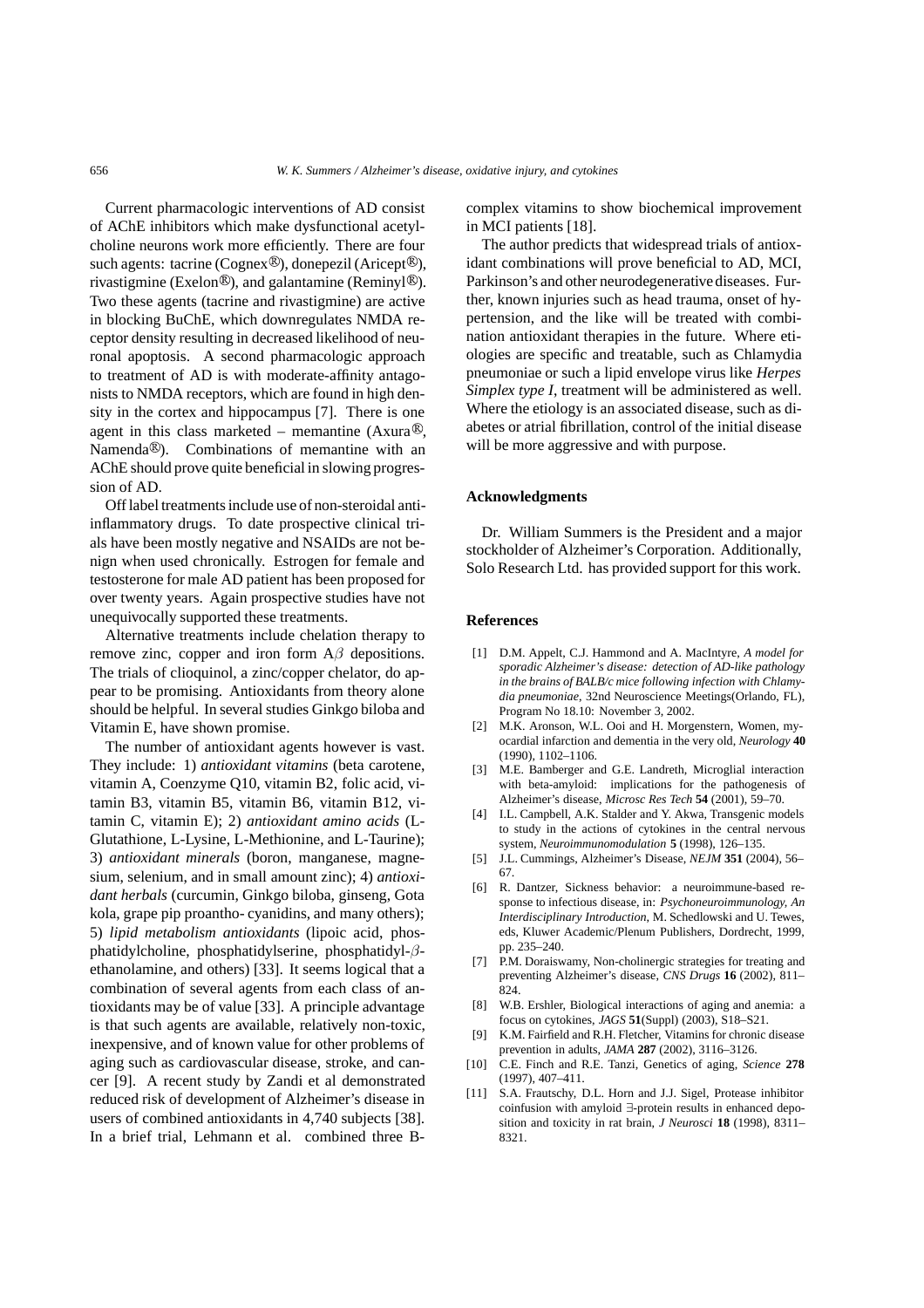Current pharmacologic interventions of AD consist of AChE inhibitors which make dysfunctional acetylcholine neurons work more efficiently. There are four such agents: tacrine (Cognex®), donepezil (Aricept®), rivastigmine (Exelon®), and galantamine (Reminyl®). Two these agents (tacrine and rivastigmine) are active in blocking BuChE, which downregulates NMDA receptor density resulting in decreased likelihood of neuronal apoptosis. A second pharmacologic approach to treatment of AD is with moderate-affinity antagonists to NMDA receptors, which are found in high density in the cortex and hippocampus [7]. There is one agent in this class marketed – memantine (Axura®, Namenda®). Combinations of memantine with an AChE should prove quite beneficial in slowing progression of AD.

Off label treatments include use of non-steroidal anti-inflammatory drugs. To date prospective clinical trials have been mostly negative and NSAIDs are not benign when used chronically. Estrogen for female and testosterone for male AD patient has been proposed for over twenty years. Again prospective studies have not unequivocally supported these treatments.

Alternative treatments include chelation therapy to remove zinc, copper and iron form A$\beta$ depositions. The trials of clioquinol, a zinc/copper chelator, do appear to be promising. Antioxidants from theory alone should be helpful. In several studies Ginkgo biloba and Vitamin E, have shown promise.

The number of antioxidant agents however is vast. They include: 1) *antioxidant vitamins* (beta carotene, vitamin A, Coenzyme Q10, vitamin B2, folic acid, vitamin B3, vitamin B5, vitamin B6, vitamin B12, vitamin C, vitamin E); 2) *antioxidant amino acids* (L-Glutathione, L-Lysine, L-Methionine, and L-Taurine); 3) *antioxidant minerals* (boron, manganese, magnesium, selenium, and in small amount zinc); 4) *antioxidant herbals* (curcumin, Ginkgo biloba, ginseng, Gota kola, grape pip proantho- cyanidins, and many others); 5) *lipid metabolism antioxidants* (lipoic acid, phosphatidylcholine, phosphatidylserine, phosphatidyl-$\beta$-ethanolamine, and others) [33]. It seems logical that a combination of several agents from each class of antioxidants may be of value [33]. A principle advantage is that such agents are available, relatively non-toxic, inexpensive, and of known value for other problems of aging such as cardiovascular disease, stroke, and cancer [9]. A recent study by Zandi et al demonstrated reduced risk of development of Alzheimer's disease in users of combined antioxidants in 4,740 subjects [38]. In a brief trial, Lehmann et al. combined three B-complex vitamins to show biochemical improvement in MCI patients [18].

The author predicts that widespread trials of antioxidant combinations will prove beneficial to AD, MCI, Parkinson's and other neurodegenerative diseases. Further, known injuries such as head trauma, onset of hypertension, and the like will be treated with combination antioxidant therapies in the future. Where etiologies are specific and treatable, such as Chlamydia pneumoniae or such a lipid envelope virus like *Herpes Simplex type I*, treatment will be administered as well. Where the etiology is an associated disease, such as diabetes or atrial fibrillation, control of the initial disease will be more aggressive and with purpose.

## Acknowledgments

Dr. William Summers is the President and a major stockholder of Alzheimer's Corporation. Additionally, Solo Research Ltd. has provided support for this work.

## References

[1] D.M. Appelt, C.J. Hammond and A. MacIntyre, *A model for sporadic Alzheimer's disease: detection of AD-like pathology in the brains of BALB/c mice following infection with Chlamydia pneumoniae*, 32nd Neuroscience Meetings(Orlando, FL), Program No 18.10: November 3, 2002.

[2] M.K. Aronson, W.L. Ooi and H. Morgenstern, Women, myocardial infarction and dementia in the very old, *Neurology* **40** (1990), 1102–1106.

[3] M.E. Bamberger and G.E. Landreth, Microglial interaction with beta-amyloid: implications for the pathogenesis of Alzheimer's disease, *Microsc Res Tech* **54** (2001), 59–70.

[4] I.L. Campbell, A.K. Stalder and Y. Akwa, Transgenic models to study in the actions of cytokines in the central nervous system, *Neuroimmunomodulation* **5** (1998), 126–135.

[5] J.L. Cummings, Alzheimer's Disease, *NEJM* **351** (2004), 56–67.

[6] R. Dantzer, Sickness behavior: a neuroimmune-based response to infectious disease, in: *Psychoneuroimmunology, An Interdisciplinary Introduction*, M. Schedlowski and U. Tewes, eds, Kluwer Academic/Plenum Publishers, Dordrecht, 1999, pp. 235–240.

[7] P.M. Doraiswamy, Non-cholinergic strategies for treating and preventing Alzheimer's disease, *CNS Drugs* **16** (2002), 811–824.

[8] W.B. Ershler, Biological interactions of aging and anemia: a focus on cytokines, *JAGS* **51**(Suppl) (2003), S18–S21.

[9] K.M. Fairfield and R.H. Fletcher, Vitamins for chronic disease prevention in adults, *JAMA* **287** (2002), 3116–3126.

[10] C.E. Finch and R.E. Tanzi, Genetics of aging, *Science* **278** (1997), 407–411.

[11] S.A. Frautschy, D.L. Horn and J.J. Sigel, Protease inhibitor coinfusion with amyloid ∃-protein results in enhanced deposition and toxicity in rat brain, *J Neurosci* **18** (1998), 8311–8321.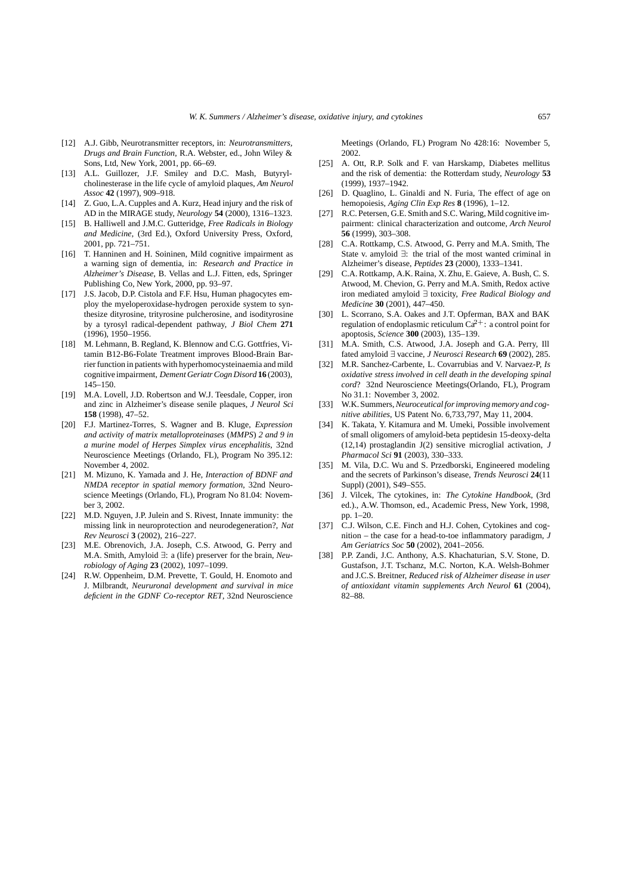[12] A.J. Gibb, Neurotransmitter receptors, in: *Neurotransmitters, Drugs and Brain Function*, R.A. Webster, ed., John Wiley & Sons, Ltd, New York, 2001, pp. 66–69.

[13] A.L. Guillozer, J.F. Smiley and D.C. Mash, Butyrylcholinesterase in the life cycle of amyloid plaques, *Am Neurol Assoc* **42** (1997), 909–918.

[14] Z. Guo, L.A. Cupples and A. Kurz, Head injury and the risk of AD in the MIRAGE study, *Neurology* **54** (2000), 1316–1323.

[15] B. Halliwell and J.M.C. Gutteridge, *Free Radicals in Biology and Medicine*, (3rd Ed.), Oxford University Press, Oxford, 2001, pp. 721–751.

[16] T. Hanninen and H. Soininen, Mild cognitive impairment as a warning sign of dementia, in: *Research and Practice in Alzheimer's Disease*, B. Vellas and L.J. Fitten, eds, Springer Publishing Co, New York, 2000, pp. 93–97.

[17] J.S. Jacob, D.P. Cistola and F.F. Hsu, Human phagocytes employ the myeloperoxidase-hydrogen peroxide system to synthesize dityrosine, trityrosine pulcherosine, and isodityrosine by a tyrosyl radical-dependent pathway, *J Biol Chem* **271** (1996), 1950–1956.

[18] M. Lehmann, B. Regland, K. Blennow and C.G. Gottfries, Vitamin B12-B6-Folate Treatment improves Blood-Brain Barrier function in patients with hyperhomocysteinaemia and mild cognitive impairment, *Dement Geriatr Cogn Disord* **16** (2003), 145–150.

[19] M.A. Lovell, J.D. Robertson and W.J. Teesdale, Copper, iron and zinc in Alzheimer's disease senile plaques, *J Neurol Sci* **158** (1998), 47–52.

[20] F.J. Martinez-Torres, S. Wagner and B. Kluge, *Expression and activity of matrix metalloproteinases (MMPS) 2 and 9 in a murine model of Herpes Simplex virus encephalitis*, 32nd Neuroscience Meetings (Orlando, FL), Program No 395.12: November 4, 2002.

[21] M. Mizuno, K. Yamada and J. He, *Interaction of BDNF and NMDA receptor in spatial memory formation*, 32nd Neuroscience Meetings (Orlando, FL), Program No 81.04: November 3, 2002.

[22] M.D. Nguyen, J.P. Julein and S. Rivest, Innate immunity: the missing link in neuroprotection and neurodegeneration?, *Nat Rev Neurosci* **3** (2002), 216–227.

[23] M.E. Obrenovich, J.A. Joseph, C.S. Atwood, G. Perry and M.A. Smith, Amyloid ∃: a (life) preserver for the brain, *Neurobiology of Aging* **23** (2002), 1097–1099.

[24] R.W. Oppenheim, D.M. Prevette, T. Gould, H. Enomoto and J. Milbrandt, *Neururonal development and survival in mice deficient in the GDNF Co-receptor RET*, 32nd Neuroscience Meetings (Orlando, FL) Program No 428:16: November 5, 2002.

[25] A. Ott, R.P. Solk and F. van Harskamp, Diabetes mellitus and the risk of dementia: the Rotterdam study, *Neurology* **53** (1999), 1937–1942.

[26] D. Quaglino, L. Ginaldi and N. Furia, The effect of age on hemopoiesis, *Aging Clin Exp Res* **8** (1996), 1–12.

[27] R.C. Petersen, G.E. Smith and S.C. Waring, Mild cognitive impairment: clinical characterization and outcome, *Arch Neurol* **56** (1999), 303–308.

[28] C.A. Rottkamp, C.S. Atwood, G. Perry and M.A. Smith, The State v. amyloid ∃: the trial of the most wanted criminal in Alzheimer's disease, *Peptides* **23** (2000), 1333–1341.

[29] C.A. Rottkamp, A.K. Raina, X. Zhu, E. Gaieve, A. Bush, C. S. Atwood, M. Chevion, G. Perry and M.A. Smith, Redox active iron mediated amyloid ∃ toxicity, *Free Radical Biology and Medicine* **30** (2001), 447–450.

[30] L. Scorrano, S.A. Oakes and J.T. Opferman, BAX and BAK regulation of endoplasmic reticulum $Ca^{2+}$: a control point for apoptosis, *Science* **300** (2003), 135–139.

[31] M.A. Smith, C.S. Atwood, J.A. Joseph and G.A. Perry, Ill fated amyloid ∃ vaccine, *J Neurosci Research* **69** (2002), 285.

[32] M.R. Sanchez-Carbente, L. Covarrubias and V. Narvaez-P, *Is oxidative stress involved in cell death in the developing spinal cord*? 32nd Neuroscience Meetings(Orlando, FL), Program No 31.1: November 3, 2002.

[33] W.K. Summers, *Neuroceutical for improving memory and cognitive abilities*, US Patent No. 6,733,797, May 11, 2004.

[34] K. Takata, Y. Kitamura and M. Umeki, Possible involvement of small oligomers of amyloid-beta peptidesin 15-deoxy-delta (12,14) prostaglandin J(2) sensitive microglial activation, *J Pharmacol Sci* **91** (2003), 330–333.

[35] M. Vila, D.C. Wu and S. Przedborski, Engineered modeling and the secrets of Parkinson's disease, *Trends Neurosci* **24**(11 Suppl) (2001), S49–S55.

[36] J. Vilcek, The cytokines, in: *The Cytokine Handbook*, (3rd ed.)., A.W. Thomson, ed., Academic Press, New York, 1998, pp. 1–20.

[37] C.J. Wilson, C.E. Finch and H.J. Cohen, Cytokines and cognition – the case for a head-to-toe inflammatory paradigm, *J Am Geriatrics Soc* **50** (2002), 2041–2056.

[38] P.P. Zandi, J.C. Anthony, A.S. Khachaturian, S.V. Stone, D. Gustafson, J.T. Tschanz, M.C. Norton, K.A. Welsh-Bohmer and J.C.S. Breitner, *Reduced risk of Alzheimer disease in user of antioxidant vitamin supplements Arch Neurol* **61** (2004), 82–88.